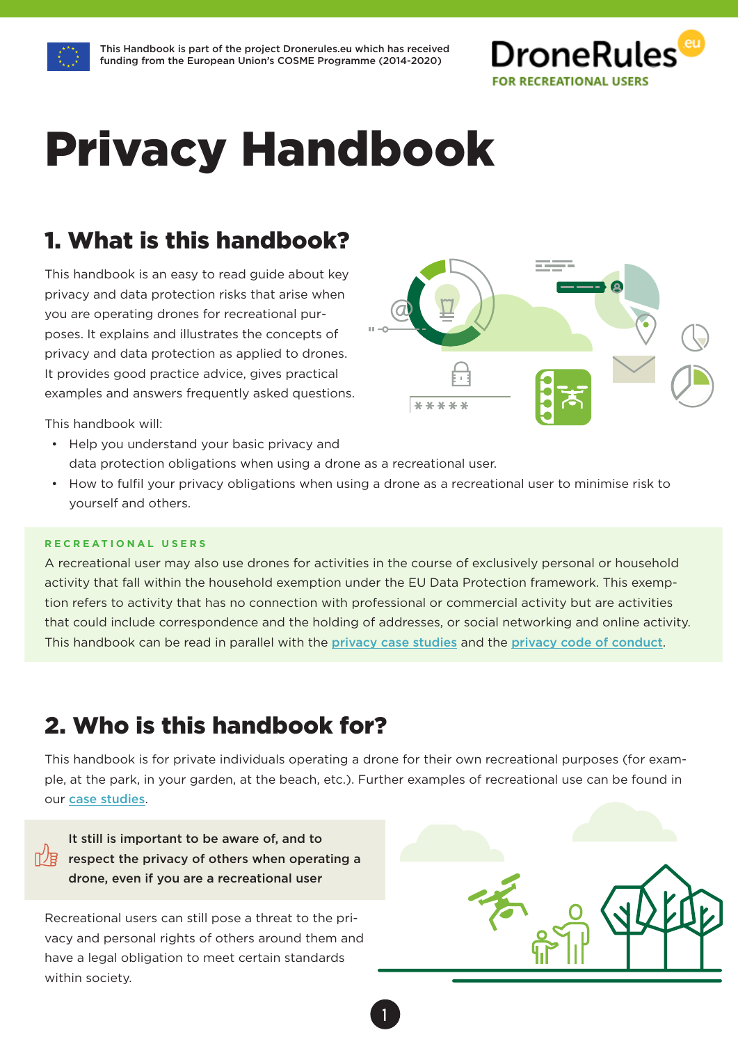This Handbook is part of the project Dronerules.eu which has received funding from the European Union's COSME Programme (2014-2020)

DroneRules.eu
FOR RECREATIONAL USERS

# Privacy Handbook

## 1. What is this handbook?

This handbook is an easy to read guide about key privacy and data protection risks that arise when you are operating drones for recreational purposes. It explains and illustrates the concepts of privacy and data protection as applied to drones. It provides good practice advice, gives practical examples and answers frequently asked questions.

This handbook will:

- Help you understand your basic privacy and data protection obligations when using a drone as a recreational user.
- How to fulfil your privacy obligations when using a drone as a recreational user to minimise risk to yourself and others.

**RECREATIONAL USERS**

A recreational user may also use drones for activities in the course of exclusively personal or household activity that fall within the household exemption under the EU Data Protection framework. This exemption refers to activity that has no connection with professional or commercial activity but are activities that could include correspondence and the holding of addresses, or social networking and online activity. This handbook can be read in parallel with the privacy case studies and the privacy code of conduct.

## 2. Who is this handbook for?

This handbook is for private individuals operating a drone for their own recreational purposes (for example, at the park, in your garden, at the beach, etc.). Further examples of recreational use can be found in our case studies.

**It still is important to be aware of, and to respect the privacy of others when operating a drone, even if you are a recreational user**

Recreational users can still pose a threat to the privacy and personal rights of others around them and have a legal obligation to meet certain standards within society.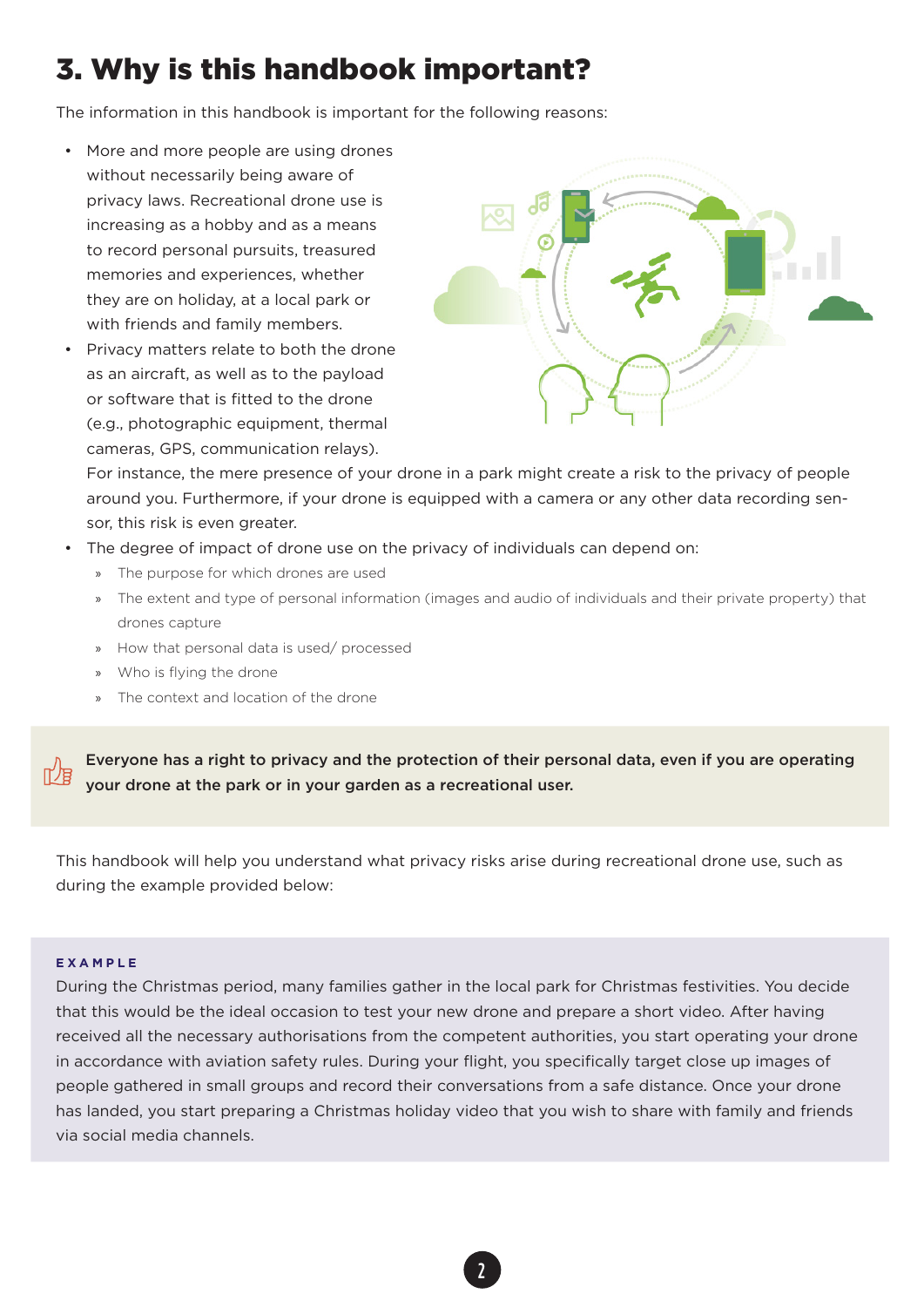# 3. Why is this handbook important?

The information in this handbook is important for the following reasons:

- More and more people are using drones without necessarily being aware of privacy laws. Recreational drone use is increasing as a hobby and as a means to record personal pursuits, treasured memories and experiences, whether they are on holiday, at a local park or with friends and family members.
- Privacy matters relate to both the drone as an aircraft, as well as to the payload or software that is fitted to the drone (e.g., photographic equipment, thermal cameras, GPS, communication relays). For instance, the mere presence of your drone in a park might create a risk to the privacy of people around you. Furthermore, if your drone is equipped with a camera or any other data recording sensor, this risk is even greater.
- The degree of impact of drone use on the privacy of individuals can depend on:
  - The purpose for which drones are used
  - The extent and type of personal information (images and audio of individuals and their private property) that drones capture
  - How that personal data is used/ processed
  - Who is flying the drone
  - The context and location of the drone

**Everyone has a right to privacy and the protection of their personal data, even if you are operating your drone at the park or in your garden as a recreational user.**

This handbook will help you understand what privacy risks arise during recreational drone use, such as during the example provided below:

**EXAMPLE**

During the Christmas period, many families gather in the local park for Christmas festivities. You decide that this would be the ideal occasion to test your new drone and prepare a short video. After having received all the necessary authorisations from the competent authorities, you start operating your drone in accordance with aviation safety rules. During your flight, you specifically target close up images of people gathered in small groups and record their conversations from a safe distance. Once your drone has landed, you start preparing a Christmas holiday video that you wish to share with family and friends via social media channels.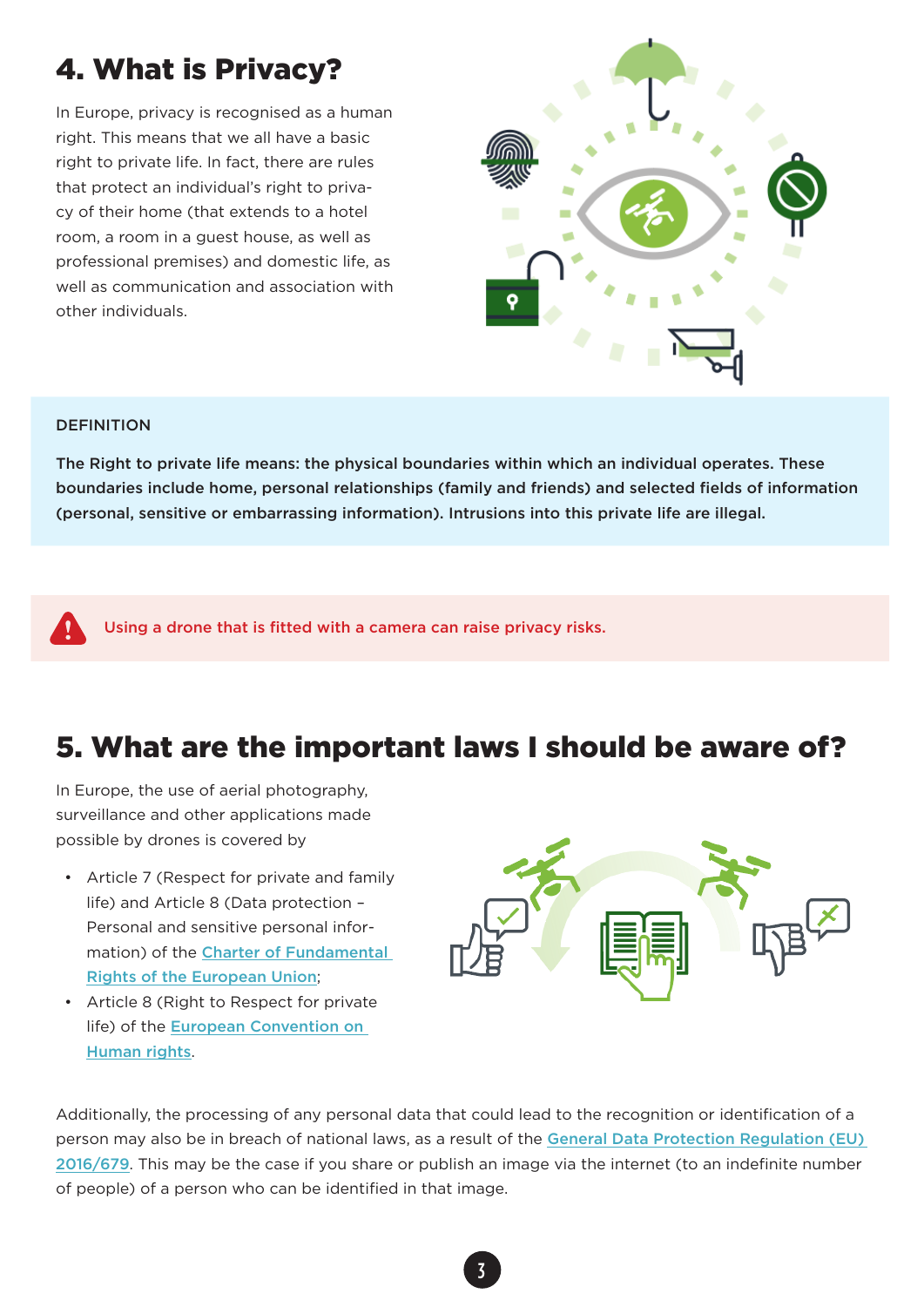## 4. What is Privacy?

In Europe, privacy is recognised as a human right. This means that we all have a basic right to private life. In fact, there are rules that protect an individual's right to privacy of their home (that extends to a hotel room, a room in a guest house, as well as professional premises) and domestic life, as well as communication and association with other individuals.

DEFINITION

**The Right to private life means: the physical boundaries within which an individual operates. These boundaries include home, personal relationships (family and friends) and selected fields of information (personal, sensitive or embarrassing information). Intrusions into this private life are illegal.**

**Using a drone that is fitted with a camera can raise privacy risks.**

## 5. What are the important laws I should be aware of?

In Europe, the use of aerial photography, surveillance and other applications made possible by drones is covered by

- Article 7 (Respect for private and family life) and Article 8 (Data protection – Personal and sensitive personal information) of the Charter of Fundamental Rights of the European Union;
- Article 8 (Right to Respect for private life) of the European Convention on Human rights.

Additionally, the processing of any personal data that could lead to the recognition or identification of a person may also be in breach of national laws, as a result of the General Data Protection Regulation (EU) 2016/679. This may be the case if you share or publish an image via the internet (to an indefinite number of people) of a person who can be identified in that image.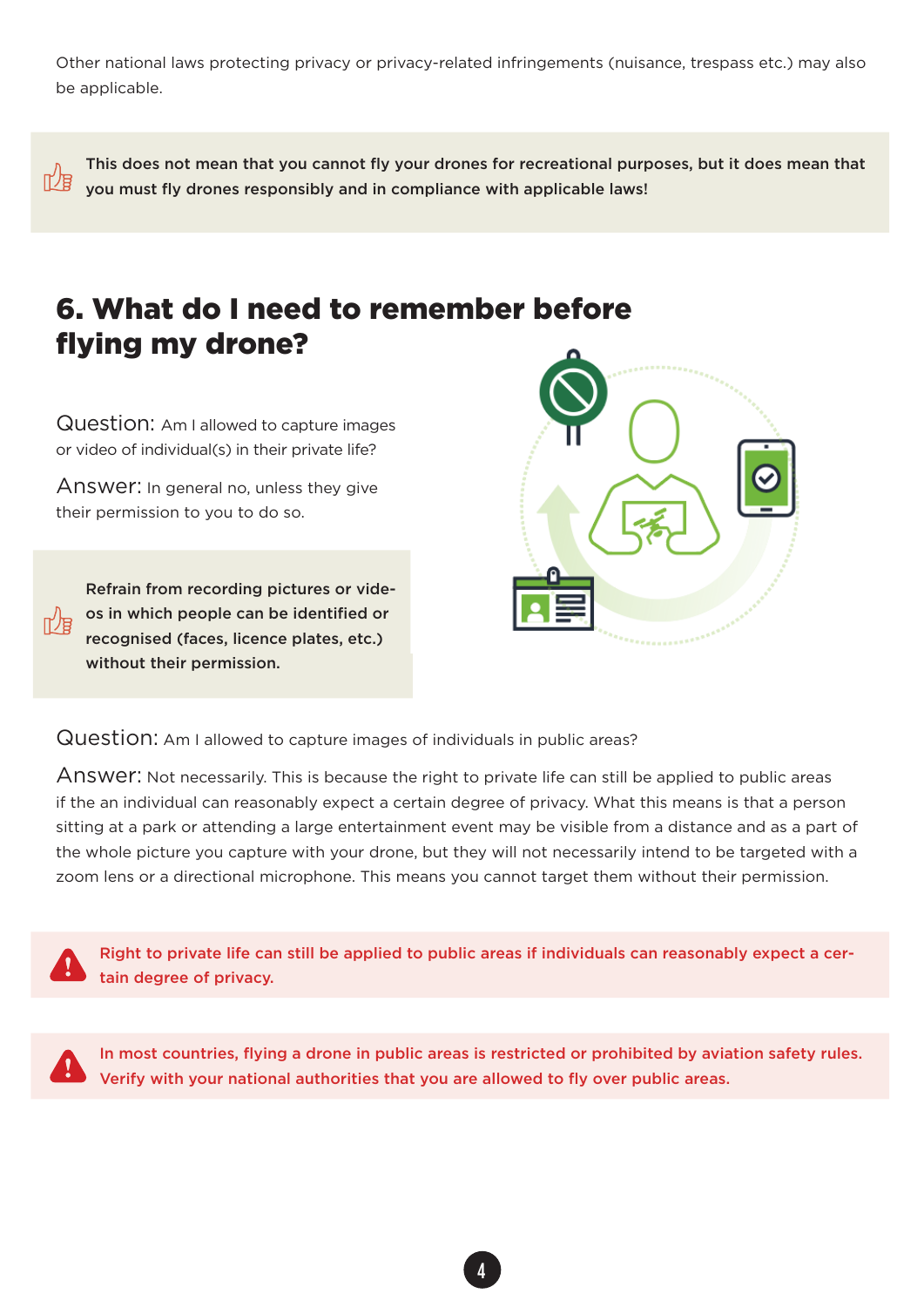Other national laws protecting privacy or privacy-related infringements (nuisance, trespass etc.) may also be applicable.

**This does not mean that you cannot fly your drones for recreational purposes, but it does mean that you must fly drones responsibly and in compliance with applicable laws!**

## 6. What do I need to remember before flying my drone?

Question: Am I allowed to capture images or video of individual(s) in their private life?

Answer: In general no, unless they give their permission to you to do so.

**Refrain from recording pictures or videos in which people can be identified or recognised (faces, licence plates, etc.) without their permission.**

Question: Am I allowed to capture images of individuals in public areas?

Answer: Not necessarily. This is because the right to private life can still be applied to public areas if the an individual can reasonably expect a certain degree of privacy. What this means is that a person sitting at a park or attending a large entertainment event may be visible from a distance and as a part of the whole picture you capture with your drone, but they will not necessarily intend to be targeted with a zoom lens or a directional microphone. This means you cannot target them without their permission.

**Right to private life can still be applied to public areas if individuals can reasonably expect a certain degree of privacy.**

**In most countries, flying a drone in public areas is restricted or prohibited by aviation safety rules. Verify with your national authorities that you are allowed to fly over public areas.**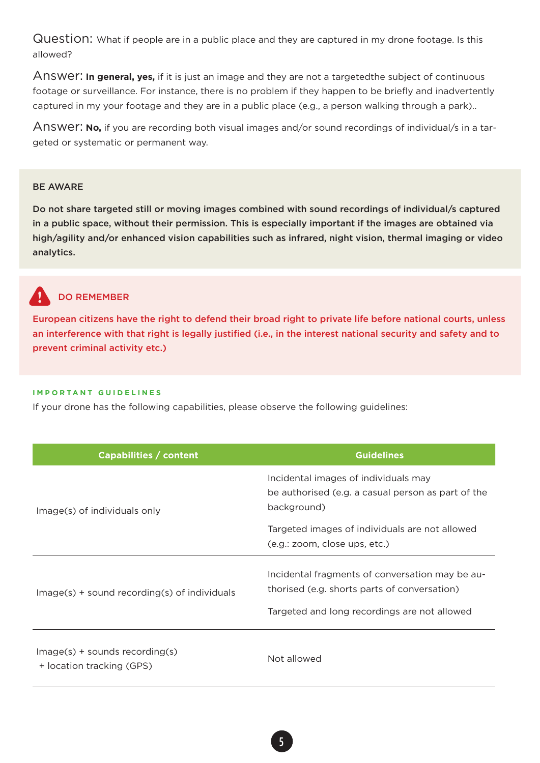Question: What if people are in a public place and they are captured in my drone footage. Is this allowed?

Answer: **In general, yes,** if it is just an image and they are not a targetedthe subject of continuous footage or surveillance. For instance, there is no problem if they happen to be briefly and inadvertently captured in my your footage and they are in a public place (e.g., a person walking through a park)..

Answer: **No,** if you are recording both visual images and/or sound recordings of individual/s in a targeted or systematic or permanent way.

BE AWARE

**Do not share targeted still or moving images combined with sound recordings of individual/s captured in a public space, without their permission. This is especially important if the images are obtained via high/agility and/or enhanced vision capabilities such as infrared, night vision, thermal imaging or video analytics.**

DO REMEMBER

**European citizens have the right to defend their broad right to private life before national courts, unless an interference with that right is legally justified (i.e., in the interest national security and safety and to prevent criminal activity etc.)**

**IMPORTANT GUIDELINES**

If your drone has the following capabilities, please observe the following guidelines:

| Capabilities / content | Guidelines |
|---|---|
| Image(s) of individuals only | Incidental images of individuals may be authorised (e.g. a casual person as part of the background)<br><br>Targeted images of individuals are not allowed (e.g.: zoom, close ups, etc.) |
| Image(s) + sound recording(s) of individuals | Incidental fragments of conversation may be authorised (e.g. shorts parts of conversation)<br><br>Targeted and long recordings are not allowed |
| Image(s) + sounds recording(s) + location tracking (GPS) | Not allowed |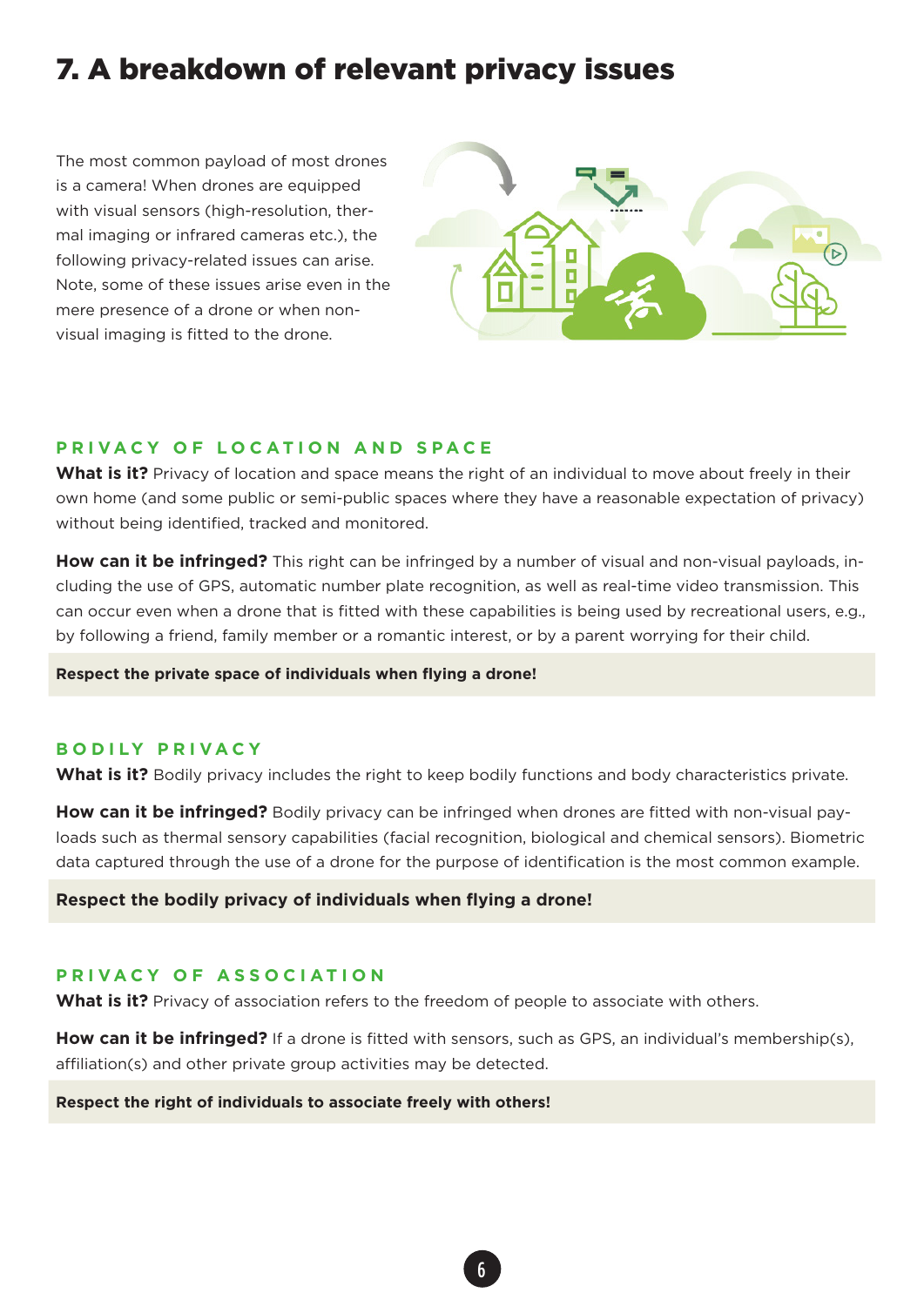# 7. A breakdown of relevant privacy issues

The most common payload of most drones is a camera! When drones are equipped with visual sensors (high-resolution, thermal imaging or infrared cameras etc.), the following privacy-related issues can arise. Note, some of these issues arise even in the mere presence of a drone or when non-visual imaging is fitted to the drone.

## PRIVACY OF LOCATION AND SPACE

**What is it?** Privacy of location and space means the right of an individual to move about freely in their own home (and some public or semi-public spaces where they have a reasonable expectation of privacy) without being identified, tracked and monitored.

**How can it be infringed?** This right can be infringed by a number of visual and non-visual payloads, including the use of GPS, automatic number plate recognition, as well as real-time video transmission. This can occur even when a drone that is fitted with these capabilities is being used by recreational users, e.g., by following a friend, family member or a romantic interest, or by a parent worrying for their child.

**Respect the private space of individuals when flying a drone!**

## BODILY PRIVACY

**What is it?** Bodily privacy includes the right to keep bodily functions and body characteristics private.

**How can it be infringed?** Bodily privacy can be infringed when drones are fitted with non-visual payloads such as thermal sensory capabilities (facial recognition, biological and chemical sensors). Biometric data captured through the use of a drone for the purpose of identification is the most common example.

**Respect the bodily privacy of individuals when flying a drone!**

## PRIVACY OF ASSOCIATION

**What is it?** Privacy of association refers to the freedom of people to associate with others.

**How can it be infringed?** If a drone is fitted with sensors, such as GPS, an individual's membership(s), affiliation(s) and other private group activities may be detected.

**Respect the right of individuals to associate freely with others!**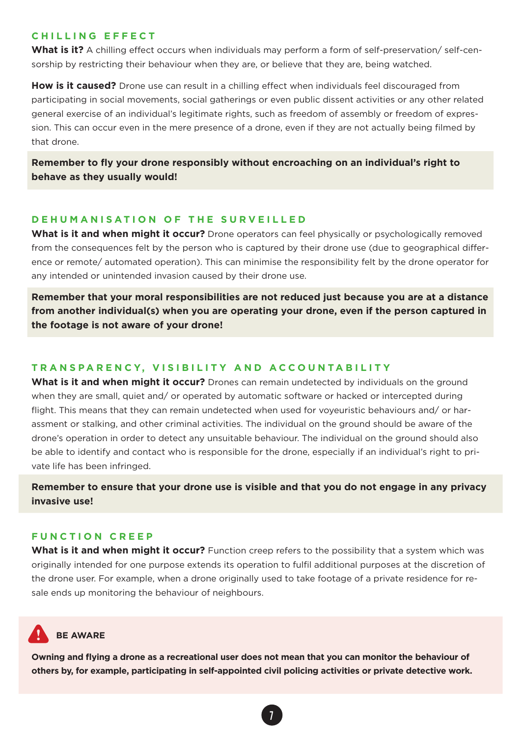## CHILLING EFFECT

**What is it?** A chilling effect occurs when individuals may perform a form of self-preservation/ self-censorship by restricting their behaviour when they are, or believe that they are, being watched.

**How is it caused?** Drone use can result in a chilling effect when individuals feel discouraged from participating in social movements, social gatherings or even public dissent activities or any other related general exercise of an individual's legitimate rights, such as freedom of assembly or freedom of expression. This can occur even in the mere presence of a drone, even if they are not actually being filmed by that drone.

**Remember to fly your drone responsibly without encroaching on an individual's right to behave as they usually would!**

## DEHUMANISATION OF THE SURVEILLED

**What is it and when might it occur?** Drone operators can feel physically or psychologically removed from the consequences felt by the person who is captured by their drone use (due to geographical difference or remote/ automated operation). This can minimise the responsibility felt by the drone operator for any intended or unintended invasion caused by their drone use.

**Remember that your moral responsibilities are not reduced just because you are at a distance from another individual(s) when you are operating your drone, even if the person captured in the footage is not aware of your drone!**

## TRANSPARENCY, VISIBILITY AND ACCOUNTABILITY

**What is it and when might it occur?** Drones can remain undetected by individuals on the ground when they are small, quiet and/ or operated by automatic software or hacked or intercepted during flight. This means that they can remain undetected when used for voyeuristic behaviours and/ or harassment or stalking, and other criminal activities. The individual on the ground should be aware of the drone's operation in order to detect any unsuitable behaviour. The individual on the ground should also be able to identify and contact who is responsible for the drone, especially if an individual's right to private life has been infringed.

**Remember to ensure that your drone use is visible and that you do not engage in any privacy invasive use!**

## FUNCTION CREEP

**What is it and when might it occur?** Function creep refers to the possibility that a system which was originally intended for one purpose extends its operation to fulfil additional purposes at the discretion of the drone user. For example, when a drone originally used to take footage of a private residence for resale ends up monitoring the behaviour of neighbours.

**BE AWARE**

**Owning and flying a drone as a recreational user does not mean that you can monitor the behaviour of others by, for example, participating in self-appointed civil policing activities or private detective work.**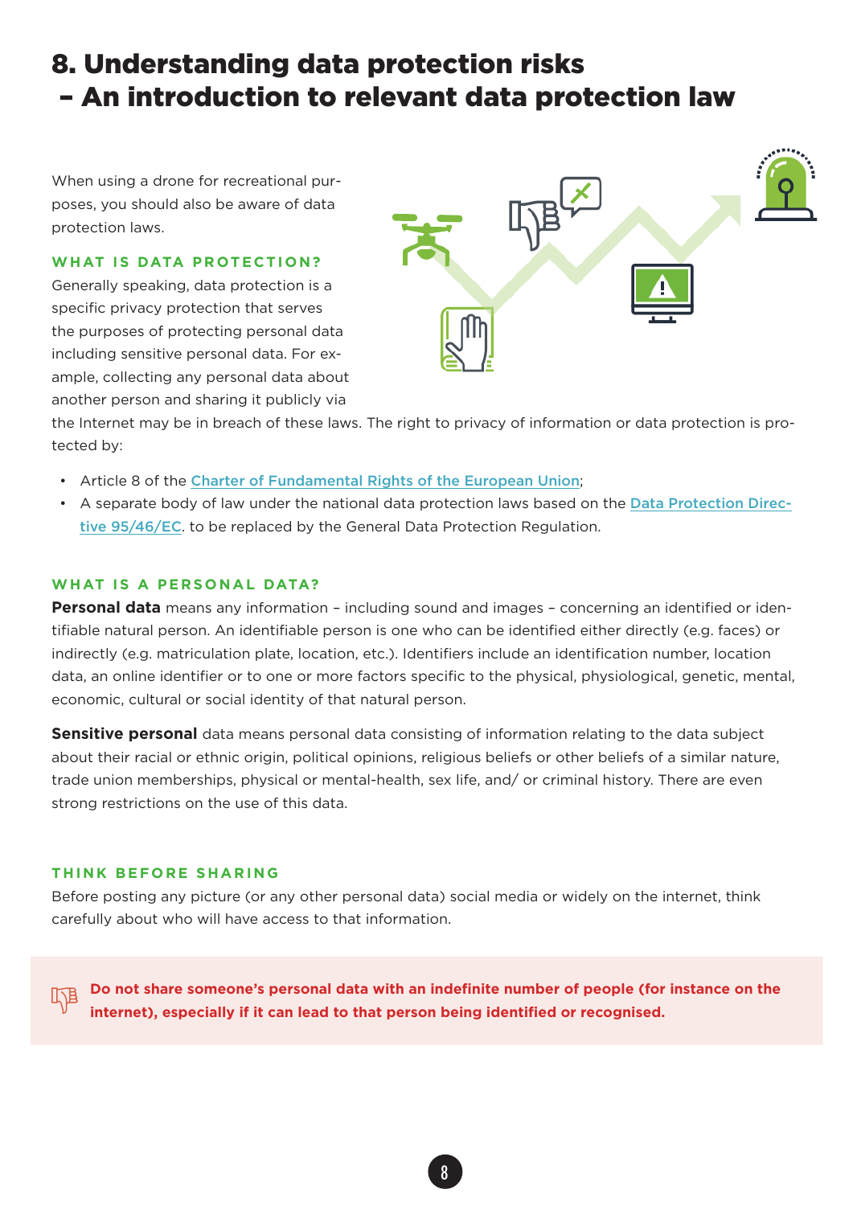# 8. Understanding data protection risks – An introduction to relevant data protection law

When using a drone for recreational purposes, you should also be aware of data protection laws.

### WHAT IS DATA PROTECTION?

Generally speaking, data protection is a specific privacy protection that serves the purposes of protecting personal data including sensitive personal data. For example, collecting any personal data about another person and sharing it publicly via the Internet may be in breach of these laws. The right to privacy of information or data protection is protected by:

- Article 8 of the Charter of Fundamental Rights of the European Union;
- A separate body of law under the national data protection laws based on the Data Protection Directive 95/46/EC. to be replaced by the General Data Protection Regulation.

### WHAT IS A PERSONAL DATA?

**Personal data** means any information – including sound and images – concerning an identified or identifiable natural person. An identifiable person is one who can be identified either directly (e.g. faces) or indirectly (e.g. matriculation plate, location, etc.). Identifiers include an identification number, location data, an online identifier or to one or more factors specific to the physical, physiological, genetic, mental, economic, cultural or social identity of that natural person.

**Sensitive personal** data means personal data consisting of information relating to the data subject about their racial or ethnic origin, political opinions, religious beliefs or other beliefs of a similar nature, trade union memberships, physical or mental-health, sex life, and/ or criminal history. There are even strong restrictions on the use of this data.

### THINK BEFORE SHARING

Before posting any picture (or any other personal data) social media or widely on the internet, think carefully about who will have access to that information.

**Do not share someone's personal data with an indefinite number of people (for instance on the internet), especially if it can lead to that person being identified or recognised.**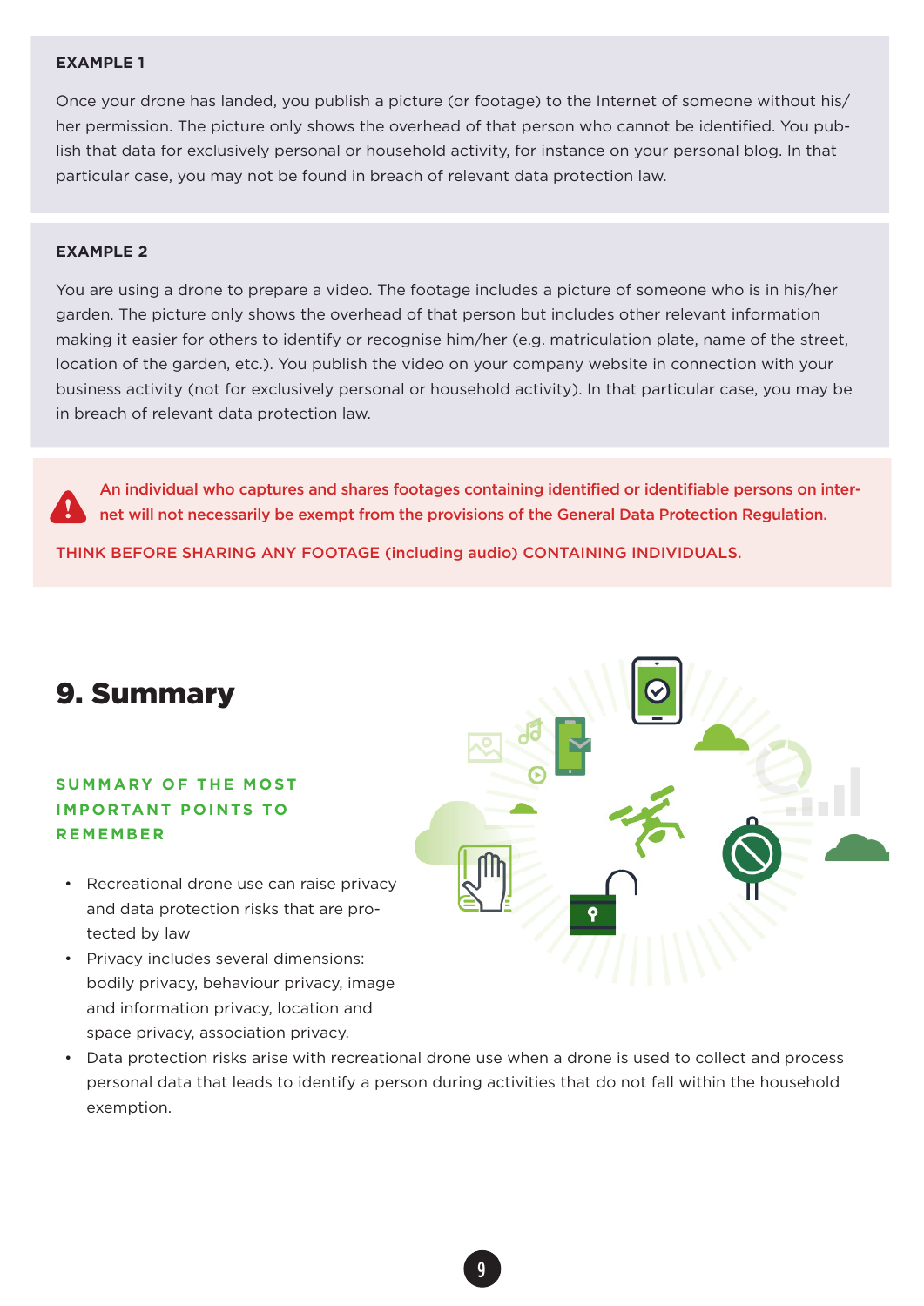**EXAMPLE 1**

Once your drone has landed, you publish a picture (or footage) to the Internet of someone without his/her permission. The picture only shows the overhead of that person who cannot be identified. You publish that data for exclusively personal or household activity, for instance on your personal blog. In that particular case, you may not be found in breach of relevant data protection law.

**EXAMPLE 2**

You are using a drone to prepare a video. The footage includes a picture of someone who is in his/her garden. The picture only shows the overhead of that person but includes other relevant information making it easier for others to identify or recognise him/her (e.g. matriculation plate, name of the street, location of the garden, etc.). You publish the video on your company website in connection with your business activity (not for exclusively personal or household activity). In that particular case, you may be in breach of relevant data protection law.

**An individual who captures and shares footages containing identified or identifiable persons on internet will not necessarily be exempt from the provisions of the General Data Protection Regulation.**

THINK BEFORE SHARING ANY FOOTAGE (including audio) CONTAINING INDIVIDUALS.

# 9. Summary

### SUMMARY OF THE MOST IMPORTANT POINTS TO REMEMBER

- Recreational drone use can raise privacy and data protection risks that are protected by law
- Privacy includes several dimensions: bodily privacy, behaviour privacy, image and information privacy, location and space privacy, association privacy.
- Data protection risks arise with recreational drone use when a drone is used to collect and process personal data that leads to identify a person during activities that do not fall within the household exemption.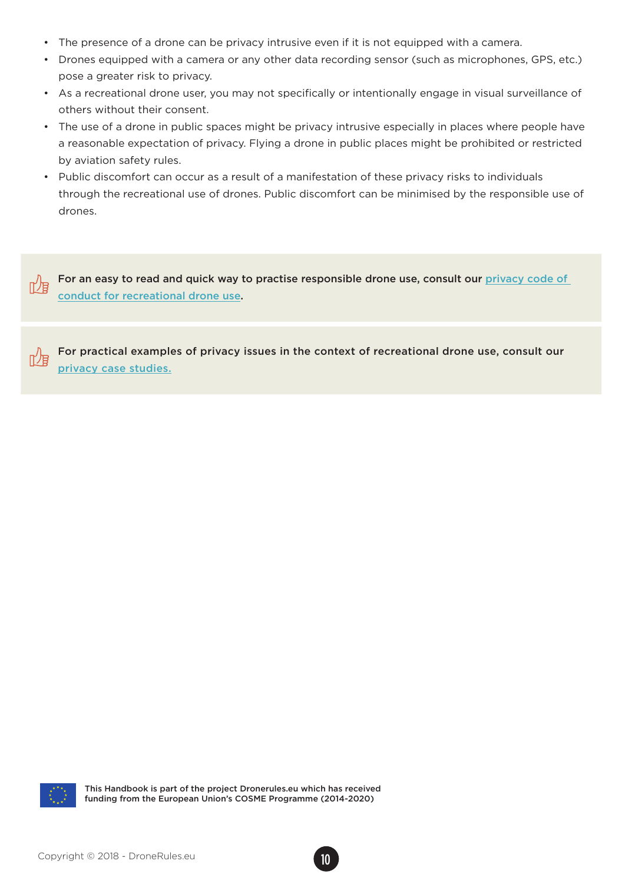- The presence of a drone can be privacy intrusive even if it is not equipped with a camera.
- Drones equipped with a camera or any other data recording sensor (such as microphones, GPS, etc.) pose a greater risk to privacy.
- As a recreational drone user, you may not specifically or intentionally engage in visual surveillance of others without their consent.
- The use of a drone in public spaces might be privacy intrusive especially in places where people have a reasonable expectation of privacy. Flying a drone in public places might be prohibited or restricted by aviation safety rules.
- Public discomfort can occur as a result of a manifestation of these privacy risks to individuals through the recreational use of drones. Public discomfort can be minimised by the responsible use of drones.

**For an easy to read and quick way to practise responsible drone use, consult our privacy code of conduct for recreational drone use.**

**For practical examples of privacy issues in the context of recreational drone use, consult our privacy case studies.**

**This Handbook is part of the project Dronerules.eu which has received funding from the European Union's COSME Programme (2014-2020)**

Copyright © 2018 - DroneRules.eu